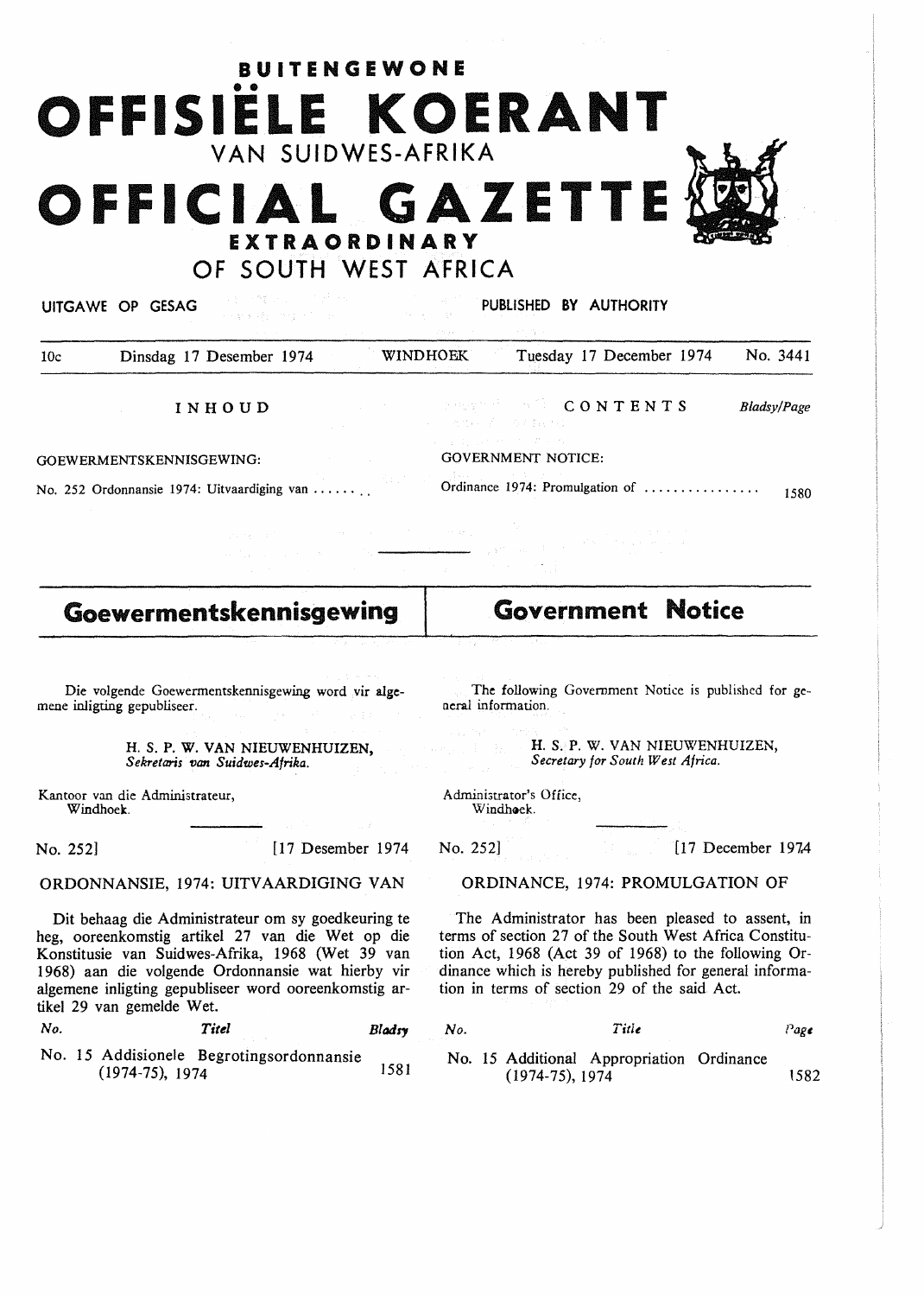# BUITENGEWONE OFFISIËLE KOERANT VAN SUIDWES-AFRIKA

# OFFICIAL GAZETTE EXTRAORDINARY OF SOUTH WEST AFRICA

UITGAWE OP GESAG — PUBLISHED BY AUTHORITY

| 10c | Dinsdag 17 Desember 1974 | WINDHOEK | Tuesday 17 December 1974 | No. 3441 |
|---|---|---|---|---|

**INHOUD**

GOEWERMENTSKENNISGEWING:

No. 252 Ordonnansie 1974: Uitvaardiging van .......

**CONTENTS** *Bladsy/Page*

GOVERNMENT NOTICE:

Ordinance 1974: Promulgation of ................ 1580

## Goewermentskennisgewing

Die volgende Goewermentskennisgewing word vir algemene inligting gepubliseer.

H. S. P. W. VAN NIEUWENHUIZEN,
*Sekretaris van Suidwes-Afrika.*

Kantoor van die Administrateur,
Windhoek.

No. 252] [17 Desember 1974

ORDONNANSIE, 1974: UITVAARDIGING VAN

Dit behaag die Administrateur om sy goedkeuring te heg, ooreenkomstig artikel 27 van die Wet op die Konstitusie van Suidwes-Afrika, 1968 (Wet 39 van 1968) aan die volgende Ordonnansie wat hierby vir algemene inligting gepubliseer word ooreenkomstig artikel 29 van gemelde Wet.

| *No.* | *Titel* | *Bladsy* |
|---|---|---|
| No. 15 | Addisionele Begrotingsordonnansie (1974-75), 1974 | 1581 |

## Government Notice

The following Government Notice is published for general information.

H. S. P. W. VAN NIEUWENHUIZEN,
*Secretary for South West Africa.*

Administrator's Office,
Windhoek.

No. 252] [17 December 1974

ORDINANCE, 1974: PROMULGATION OF

The Administrator has been pleased to assent, in terms of section 27 of the South West Africa Constitution Act, 1968 (Act 39 of 1968) to the following Ordinance which is hereby published for general information in terms of section 29 of the said Act.

| *No.* | *Title* | *Page* |
|---|---|---|
| No. 15 | Additional Appropriation Ordinance (1974-75), 1974 | 1582 |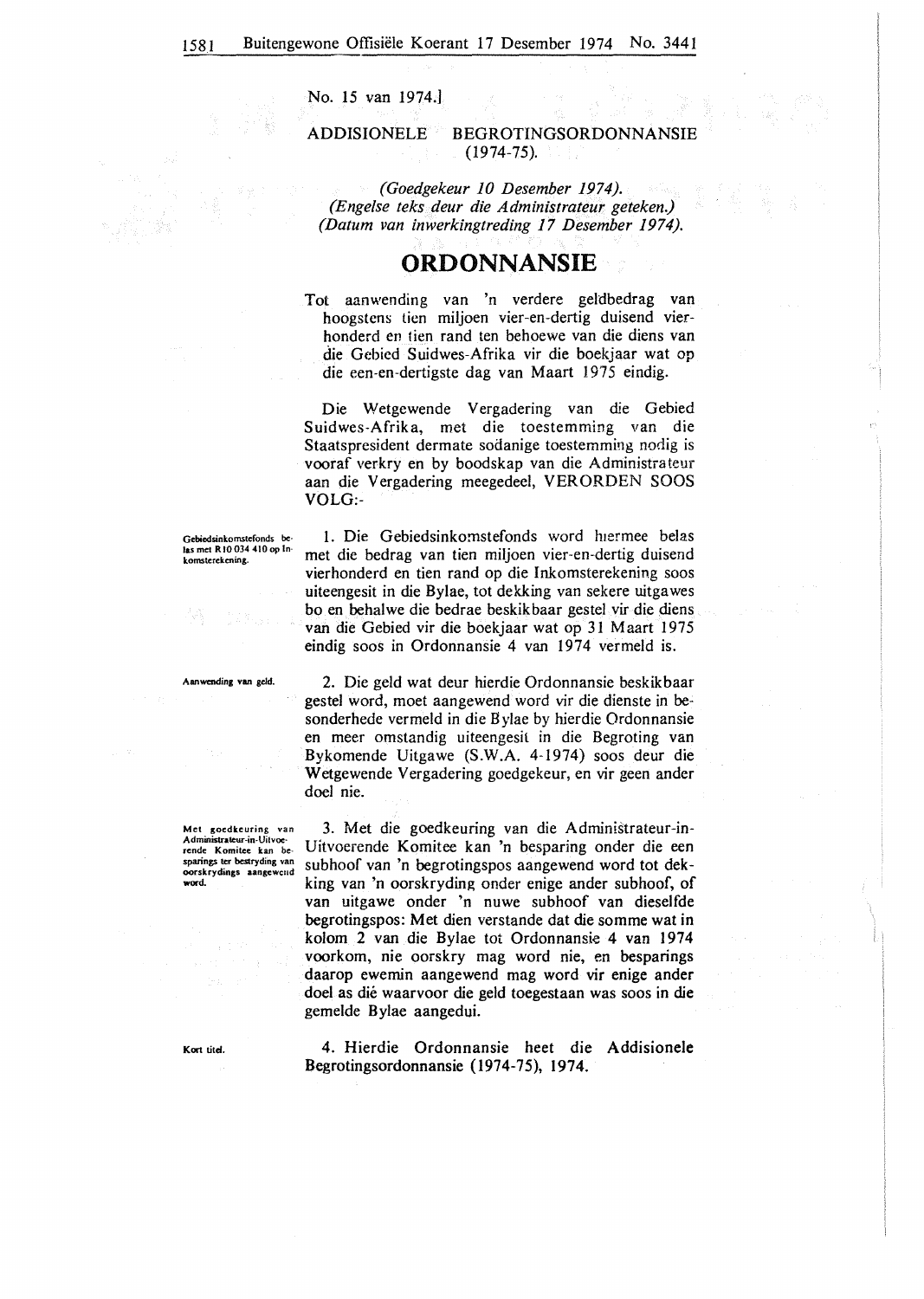No. 15 van 1974.]

ADDISIONELE BEGROTINGSORDONNANSIE (1974-75).

*(Goedgekeur 10 Desember 1974).*
*(Engelse teks deur die Administrateur geteken.)*
*(Datum van inwerkingtreding 17 Desember 1974).*

# ORDONNANSIE

Tot aanwending van 'n verdere geldbedrag van hoogstens tien miljoen vier-en-dertig duisend vierhonderd en tien rand ten behoewe van die diens van die Gebied Suidwes-Afrika vir die boekjaar wat op die een-en-dertigste dag van Maart 1975 eindig.

Die Wetgewende Vergadering van die Gebied Suidwes-Afrika, met die toestemming van die Staatspresident dermate sodanige toestemming nodig is vooraf verkry en by boodskap van die Administrateur aan die Vergadering meegedeel, VERORDEN SOOS VOLG:-

**Gebiedsinkomstefonds belas met R10 034 410 op Inkomsterekening.**

1. Die Gebiedsinkomstefonds word hiermee belas met die bedrag van tien miljoen vier-en-dertig duisend vierhonderd en tien rand op die Inkomsterekening soos uiteengesit in die Bylae, tot dekking van sekere uitgawes bo en behalwe die bedrae beskikbaar gestel vir die diens van die Gebied vir die boekjaar wat op 31 Maart 1975 eindig soos in Ordonnansie 4 van 1974 vermeld is.

**Aanwending van geld.**

2. Die geld wat deur hierdie Ordonnansie beskikbaar gestel word, moet aangewend word vir die dienste in besonderhede vermeld in die Bylae by hierdie Ordonnansie en meer omstandig uiteengesit in die Begroting van Bykomende Uitgawe (S.W.A. 4-1974) soos deur die Wetgewende Vergadering goedgekeur, en vir geen ander doel nie.

**Met goedkeuring van Administrateur-in-Uitvoerende Komitee kan besparings ter bestryding van oorskrydings aangewend word.**

3. Met die goedkeuring van die Administrateur-in-Uitvoerende Komitee kan 'n besparing onder die een subhoof van 'n begrotingspos aangewend word tot dekking van 'n oorskryding onder enige ander subhoof, of van uitgawe onder 'n nuwe subhoof van dieselfde begrotingspos: Met dien verstande dat die somme wat in kolom 2 van die Bylae tot Ordonnansie 4 van 1974 voorkom, nie oorskry mag word nie, en besparings daarop ewemin aangewend mag word vir enige ander doel as dié waarvoor die geld toegestaan was soos in die gemelde Bylae aangedui.

**Kort titel.**

4. Hierdie Ordonnansie heet die Addisionele Begrotingsordonnansie (1974-75), 1974.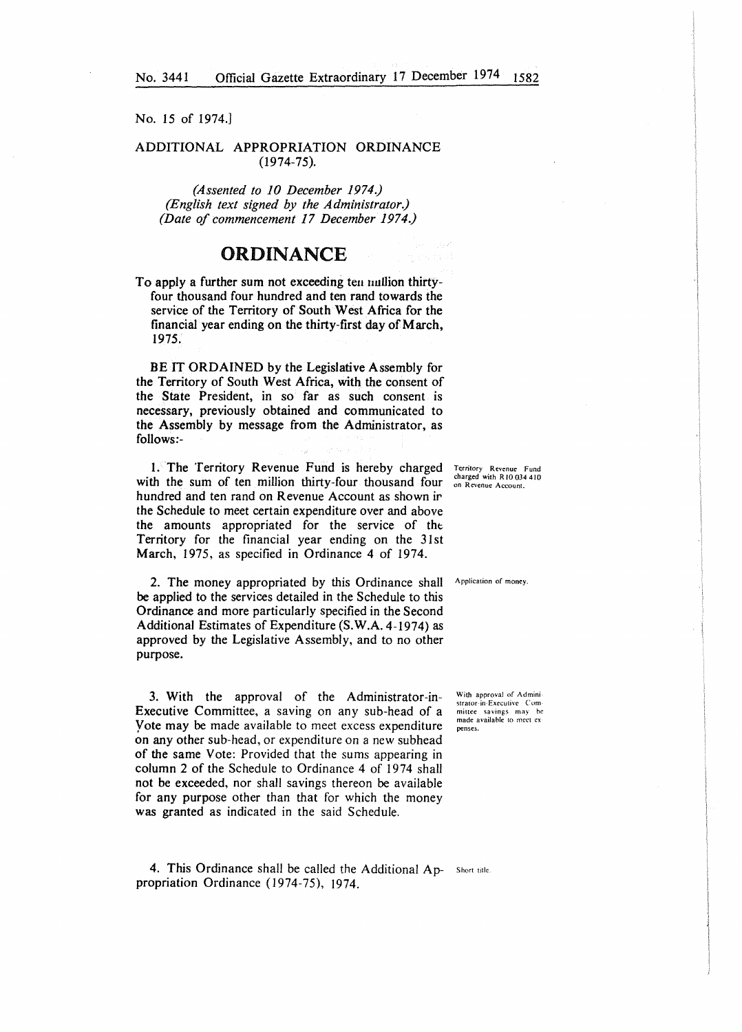No. 15 of 1974.]

## ADDITIONAL APPROPRIATION ORDINANCE (1974-75).

*(Assented to 10 December 1974.)*
*(English text signed by the Administrator.)*
*(Date of commencement 17 December 1974.)*

# ORDINANCE

To apply a further sum not exceeding ten million thirty-four thousand four hundred and ten rand towards the service of the Territory of South West Africa for the financial year ending on the thirty-first day of March, 1975.

BE IT ORDAINED by the Legislative Assembly for the Territory of South West Africa, with the consent of the State President, in so far as such consent is necessary, previously obtained and communicated to the Assembly by message from the Administrator, as follows:-

*Territory Revenue Fund charged with R10 034 410 on Revenue Account.*

1. The Territory Revenue Fund is hereby charged with the sum of ten million thirty-four thousand four hundred and ten rand on Revenue Account as shown in the Schedule to meet certain expenditure over and above the amounts appropriated for the service of the Territory for the financial year ending on the 31st March, 1975, as specified in Ordinance 4 of 1974.

*Application of money.*

2. The money appropriated by this Ordinance shall be applied to the services detailed in the Schedule to this Ordinance and more particularly specified in the Second Additional Estimates of Expenditure (S.W.A. 4-1974) as approved by the Legislative Assembly, and to no other purpose.

*With approval of Administrator-in-Executive Committee savings may be made available to meet expenses.*

3. With the approval of the Administrator-in-Executive Committee, a saving on any sub-head of a Vote may be made available to meet excess expenditure on any other sub-head, or expenditure on a new subhead of the same Vote: Provided that the sums appearing in column 2 of the Schedule to Ordinance 4 of 1974 shall not be exceeded, nor shall savings thereon be available for any purpose other than that for which the money was granted as indicated in the said Schedule.

*Short title.*

4. This Ordinance shall be called the Additional Appropriation Ordinance (1974-75), 1974.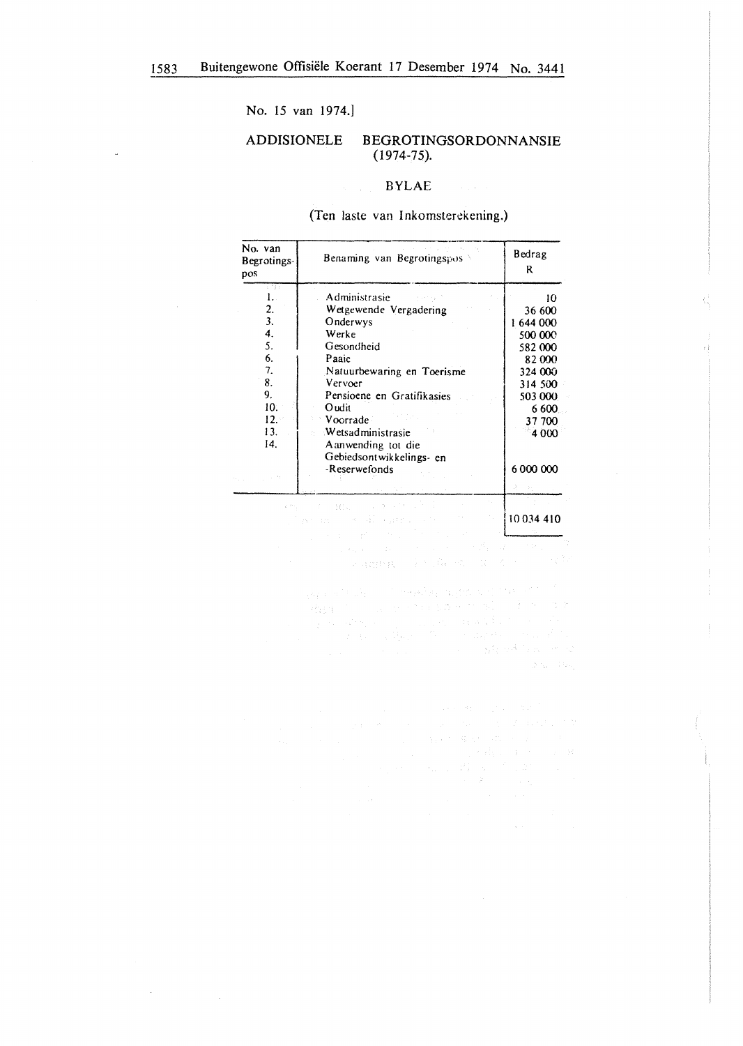No. 15 van 1974.]

## ADDISIONELE BEGROTINGSORDONNANSIE (1974-75).

### BYLAE

(Ten laste van Inkomsterekening.)

| No. van Begrotings-pos | Benaming van Begrotingspos | Bedrag R |
|---|---|---|
| 1. | Administrasie | 10 |
| 2. | Wetgewende Vergadering | 36 600 |
| 3. | Onderwys | 1 644 000 |
| 4. | Werke | 500 000 |
| 5. | Gesondheid | 582 000 |
| 6. | Paaie | 82 000 |
| 7. | Natuurbewaring en Toerisme | 324 000 |
| 8. | Vervoer | 314 500 |
| 9. | Pensioene en Gratifikasies | 503 000 |
| 10. | Oudit | 6 600 |
| 12. | Voorrade | 37 700 |
| 13. | Wetsadministrasie | 4 000 |
| 14. | Aanwending tot die Gebiedsontwikkelings- en -Reserwefonds | 6 000 000 |
| | | 10 034 410 |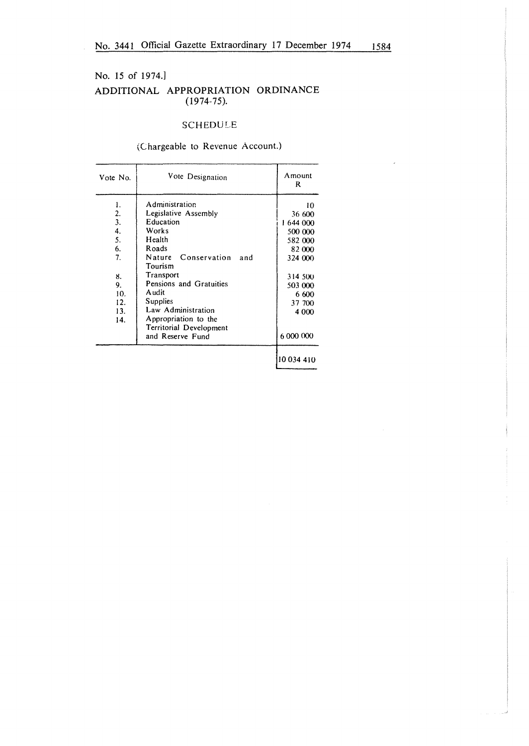No. 15 of 1974.]

## ADDITIONAL APPROPRIATION ORDINANCE (1974-75).

### SCHEDULE

(Chargeable to Revenue Account.)

| Vote No. | Vote Designation | Amount R |
|---|---|---|
| 1. | Administration | 10 |
| 2. | Legislative Assembly | 36 600 |
| 3. | Education | 1 644 000 |
| 4. | Works | 500 000 |
| 5. | Health | 582 000 |
| 6. | Roads | 82 000 |
| 7. | Nature Conservation and Tourism | 324 000 |
| 8. | Transport | 314 500 |
| 9. | Pensions and Gratuities | 503 000 |
| 10. | Audit | 6 600 |
| 12. | Supplies | 37 700 |
| 13. | Law Administration | 4 000 |
| 14. | Appropriation to the Territorial Development and Reserve Fund | 6 000 000 |
| | | 10 034 410 |